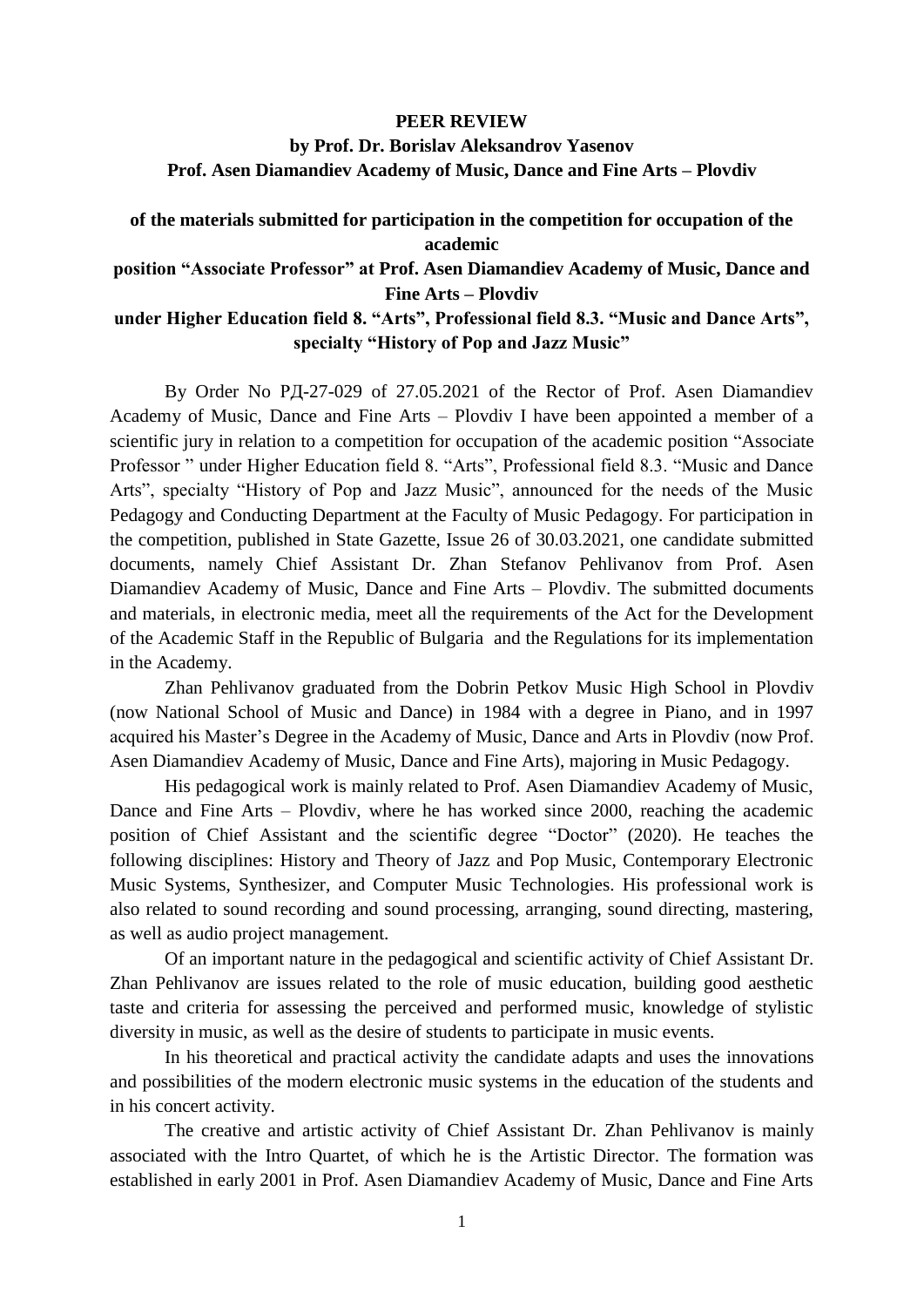# PEER REVIEW

**by Prof. Dr. Borislav Aleksandrov Yasenov**
**Prof. Asen Diamandiev Academy of Music, Dance and Fine Arts – Plovdiv**

**of the materials submitted for participation in the competition for occupation of the academic position "Associate Professor" at Prof. Asen Diamandiev Academy of Music, Dance and Fine Arts – Plovdiv under Higher Education field 8. "Arts", Professional field 8.3. "Music and Dance Arts", specialty "History of Pop and Jazz Music"**

By Order No РД-27-029 of 27.05.2021 of the Rector of Prof. Asen Diamandiev Academy of Music, Dance and Fine Arts – Plovdiv I have been appointed a member of a scientific jury in relation to a competition for occupation of the academic position "Associate Professor " under Higher Education field 8. "Arts", Professional field 8.3. "Music and Dance Arts", specialty "History of Pop and Jazz Music", announced for the needs of the Music Pedagogy and Conducting Department at the Faculty of Music Pedagogy. For participation in the competition, published in State Gazette, Issue 26 of 30.03.2021, one candidate submitted documents, namely Chief Assistant Dr. Zhan Stefanov Pehlivanov from Prof. Asen Diamandiev Academy of Music, Dance and Fine Arts – Plovdiv. The submitted documents and materials, in electronic media, meet all the requirements of the Act for the Development of the Academic Staff in the Republic of Bulgaria and the Regulations for its implementation in the Academy.

Zhan Pehlivanov graduated from the Dobrin Petkov Music High School in Plovdiv (now National School of Music and Dance) in 1984 with a degree in Piano, and in 1997 acquired his Master's Degree in the Academy of Music, Dance and Arts in Plovdiv (now Prof. Asen Diamandiev Academy of Music, Dance and Fine Arts), majoring in Music Pedagogy.

His pedagogical work is mainly related to Prof. Asen Diamandiev Academy of Music, Dance and Fine Arts – Plovdiv, where he has worked since 2000, reaching the academic position of Chief Assistant and the scientific degree "Doctor" (2020). He teaches the following disciplines: History and Theory of Jazz and Pop Music, Contemporary Electronic Music Systems, Synthesizer, and Computer Music Technologies. His professional work is also related to sound recording and sound processing, arranging, sound directing, mastering, as well as audio project management.

Of an important nature in the pedagogical and scientific activity of Chief Assistant Dr. Zhan Pehlivanov are issues related to the role of music education, building good aesthetic taste and criteria for assessing the perceived and performed music, knowledge of stylistic diversity in music, as well as the desire of students to participate in music events.

In his theoretical and practical activity the candidate adapts and uses the innovations and possibilities of the modern electronic music systems in the education of the students and in his concert activity.

The creative and artistic activity of Chief Assistant Dr. Zhan Pehlivanov is mainly associated with the Intro Quartet, of which he is the Artistic Director. The formation was established in early 2001 in Prof. Asen Diamandiev Academy of Music, Dance and Fine Arts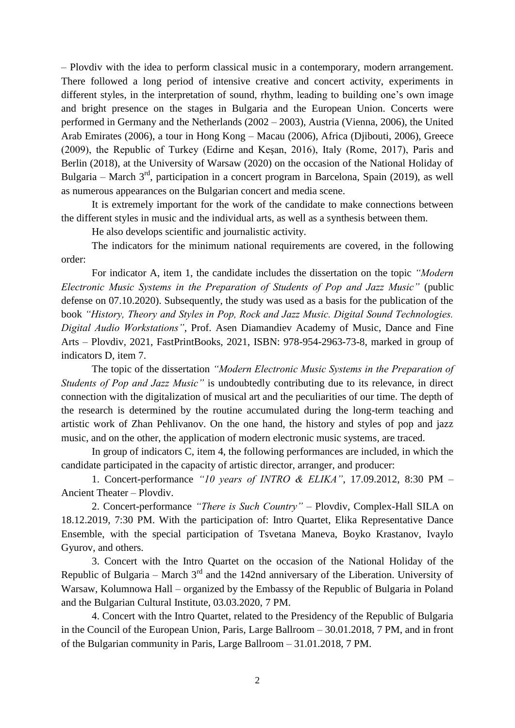– Plovdiv with the idea to perform classical music in a contemporary, modern arrangement. There followed a long period of intensive creative and concert activity, experiments in different styles, in the interpretation of sound, rhythm, leading to building one's own image and bright presence on the stages in Bulgaria and the European Union. Concerts were performed in Germany and the Netherlands (2002 – 2003), Austria (Vienna, 2006), the United Arab Emirates (2006), a tour in Hong Kong – Macau (2006), Africa (Djibouti, 2006), Greece (2009), the Republic of Turkey (Edirne and Keşan, 2016), Italy (Rome, 2017), Paris and Berlin (2018), at the University of Warsaw (2020) on the occasion of the National Holiday of Bulgaria – March 3rd, participation in a concert program in Barcelona, Spain (2019), as well as numerous appearances on the Bulgarian concert and media scene.

It is extremely important for the work of the candidate to make connections between the different styles in music and the individual arts, as well as a synthesis between them.

He also develops scientific and journalistic activity.

The indicators for the minimum national requirements are covered, in the following order:

For indicator A, item 1, the candidate includes the dissertation on the topic *"Modern Electronic Music Systems in the Preparation of Students of Pop and Jazz Music"* (public defense on 07.10.2020). Subsequently, the study was used as a basis for the publication of the book *"History, Theory and Styles in Pop, Rock and Jazz Music. Digital Sound Technologies. Digital Audio Workstations"*, Prof. Asen Diamandiev Academy of Music, Dance and Fine Arts – Plovdiv, 2021, FastPrintBooks, 2021, ISBN: 978-954-2963-73-8, marked in group of indicators D, item 7.

The topic of the dissertation *"Modern Electronic Music Systems in the Preparation of Students of Pop and Jazz Music"* is undoubtedly contributing due to its relevance, in direct connection with the digitalization of musical art and the peculiarities of our time. The depth of the research is determined by the routine accumulated during the long-term teaching and artistic work of Zhan Pehlivanov. On the one hand, the history and styles of pop and jazz music, and on the other, the application of modern electronic music systems, are traced.

In group of indicators C, item 4, the following performances are included, in which the candidate participated in the capacity of artistic director, arranger, and producer:

1. Concert-performance *"10 years of INTRO & ELIKA"*, 17.09.2012, 8:30 PM – Ancient Theater – Plovdiv.

2. Concert-performance *"There is Such Country"* – Plovdiv, Complex-Hall SILA on 18.12.2019, 7:30 PM. With the participation of: Intro Quartet, Elika Representative Dance Ensemble, with the special participation of Tsvetana Maneva, Boyko Krastanov, Ivaylo Gyurov, and others.

3. Concert with the Intro Quartet on the occasion of the National Holiday of the Republic of Bulgaria – March 3rd and the 142nd anniversary of the Liberation. University of Warsaw, Kolumnowa Hall – organized by the Embassy of the Republic of Bulgaria in Poland and the Bulgarian Cultural Institute, 03.03.2020, 7 PM.

4. Concert with the Intro Quartet, related to the Presidency of the Republic of Bulgaria in the Council of the European Union, Paris, Large Ballroom – 30.01.2018, 7 PM, and in front of the Bulgarian community in Paris, Large Ballroom – 31.01.2018, 7 PM.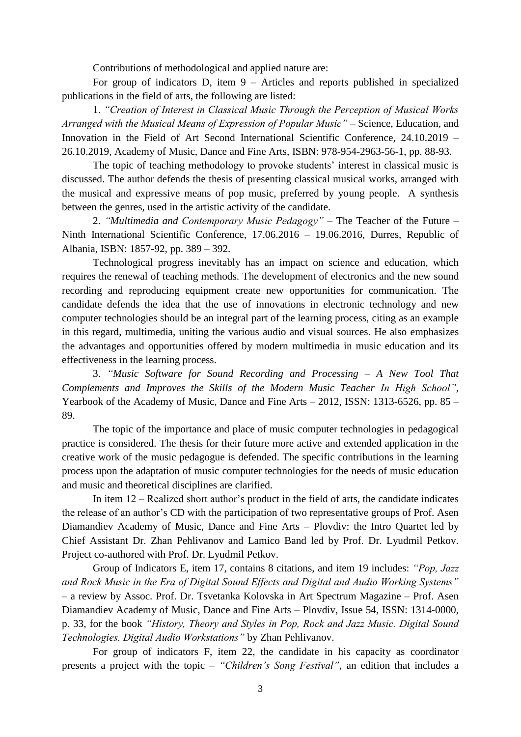Contributions of methodological and applied nature are:

For group of indicators D, item 9 – Articles and reports published in specialized publications in the field of arts, the following are listed:

1. *"Creation of Interest in Classical Music Through the Perception of Musical Works Arranged with the Musical Means of Expression of Popular Music"* – Science, Education, and Innovation in the Field of Art Second International Scientific Conference, 24.10.2019 – 26.10.2019, Academy of Music, Dance and Fine Arts, ISBN: 978-954-2963-56-1, pp. 88-93.

The topic of teaching methodology to provoke students' interest in classical music is discussed. The author defends the thesis of presenting classical musical works, arranged with the musical and expressive means of pop music, preferred by young people. A synthesis between the genres, used in the artistic activity of the candidate.

2. *"Multimedia and Contemporary Music Pedagogy"* – The Teacher of the Future – Ninth International Scientific Conference, 17.06.2016 – 19.06.2016, Durres, Republic of Albania, ISBN: 1857-92, pp. 389 – 392.

Technological progress inevitably has an impact on science and education, which requires the renewal of teaching methods. The development of electronics and the new sound recording and reproducing equipment create new opportunities for communication. The candidate defends the idea that the use of innovations in electronic technology and new computer technologies should be an integral part of the learning process, citing as an example in this regard, multimedia, uniting the various audio and visual sources. He also emphasizes the advantages and opportunities offered by modern multimedia in music education and its effectiveness in the learning process.

3. *"Music Software for Sound Recording and Processing – A New Tool That Complements and Improves the Skills of the Modern Music Teacher In High School"*, Yearbook of the Academy of Music, Dance and Fine Arts – 2012, ISSN: 1313-6526, pp. 85 – 89.

The topic of the importance and place of music computer technologies in pedagogical practice is considered. The thesis for their future more active and extended application in the creative work of the music pedagogue is defended. The specific contributions in the learning process upon the adaptation of music computer technologies for the needs of music education and music and theoretical disciplines are clarified.

In item 12 – Realized short author's product in the field of arts, the candidate indicates the release of an author's CD with the participation of two representative groups of Prof. Asen Diamandiev Academy of Music, Dance and Fine Arts – Plovdiv: the Intro Quartet led by Chief Assistant Dr. Zhan Pehlivanov and Lamico Band led by Prof. Dr. Lyudmil Petkov. Project co-authored with Prof. Dr. Lyudmil Petkov.

Group of Indicators E, item 17, contains 8 citations, and item 19 includes: *"Pop, Jazz and Rock Music in the Era of Digital Sound Effects and Digital and Audio Working Systems"* – a review by Assoc. Prof. Dr. Tsvetanka Kolovska in Art Spectrum Magazine – Prof. Asen Diamandiev Academy of Music, Dance and Fine Arts – Plovdiv, Issue 54, ISSN: 1314-0000, p. 33, for the book *"History, Theory and Styles in Pop, Rock and Jazz Music. Digital Sound Technologies. Digital Audio Workstations"* by Zhan Pehlivanov.

For group of indicators F, item 22, the candidate in his capacity as coordinator presents a project with the topic – *"Children's Song Festival"*, an edition that includes a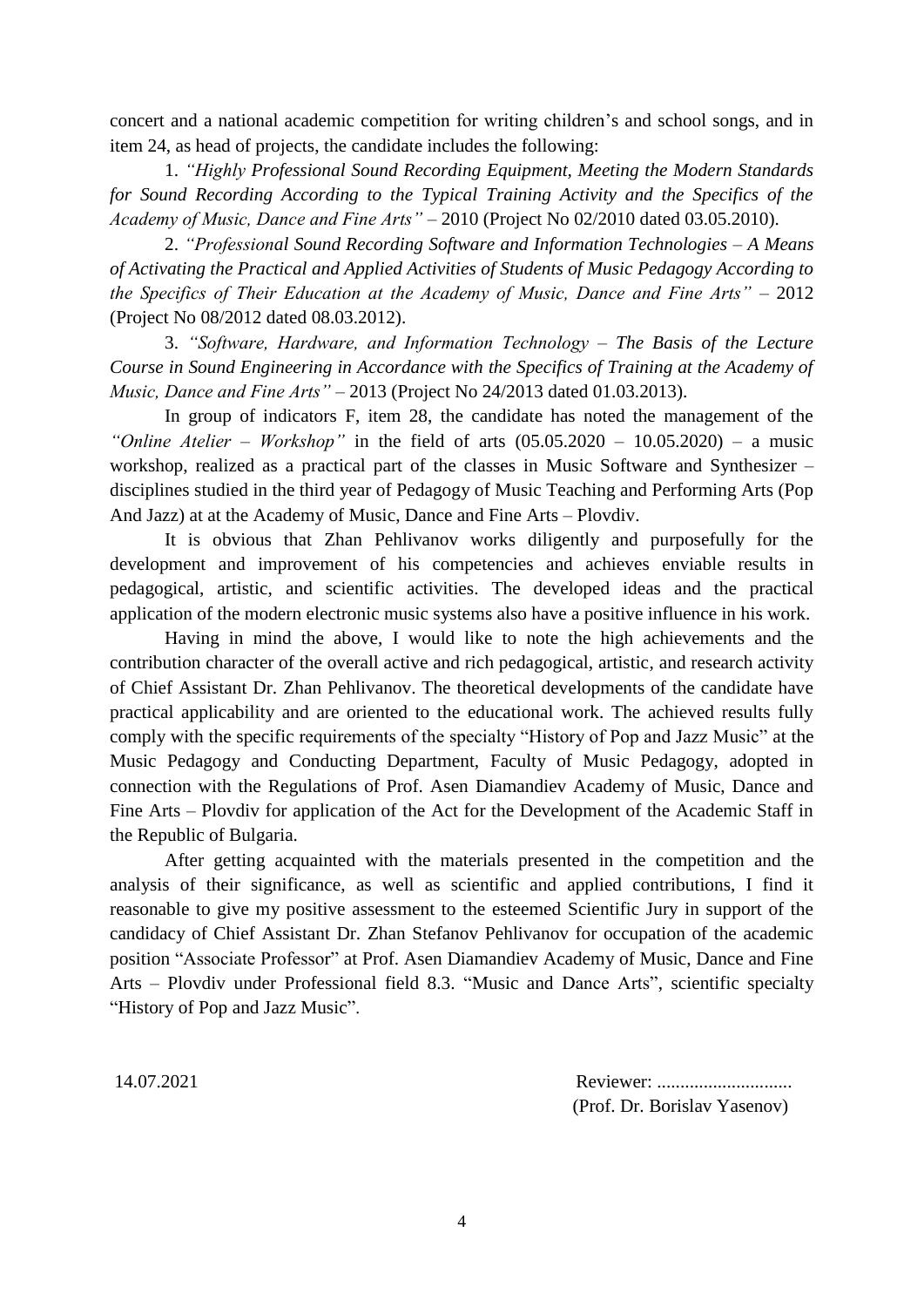concert and a national academic competition for writing children's and school songs, and in item 24, as head of projects, the candidate includes the following:

1. *"Highly Professional Sound Recording Equipment, Meeting the Modern Standards for Sound Recording According to the Typical Training Activity and the Specifics of the Academy of Music, Dance and Fine Arts"* – 2010 (Project No 02/2010 dated 03.05.2010).

2. *"Professional Sound Recording Software and Information Technologies – A Means of Activating the Practical and Applied Activities of Students of Music Pedagogy According to the Specifics of Their Education at the Academy of Music, Dance and Fine Arts"* – 2012 (Project No 08/2012 dated 08.03.2012).

3. *"Software, Hardware, and Information Technology – The Basis of the Lecture Course in Sound Engineering in Accordance with the Specifics of Training at the Academy of Music, Dance and Fine Arts"* – 2013 (Project No 24/2013 dated 01.03.2013).

In group of indicators F, item 28, the candidate has noted the management of the *"Online Atelier – Workshop"* in the field of arts (05.05.2020 – 10.05.2020) – a music workshop, realized as a practical part of the classes in Music Software and Synthesizer – disciplines studied in the third year of Pedagogy of Music Teaching and Performing Arts (Pop And Jazz) at at the Academy of Music, Dance and Fine Arts – Plovdiv.

It is obvious that Zhan Pehlivanov works diligently and purposefully for the development and improvement of his competencies and achieves enviable results in pedagogical, artistic, and scientific activities. The developed ideas and the practical application of the modern electronic music systems also have a positive influence in his work.

Having in mind the above, I would like to note the high achievements and the contribution character of the overall active and rich pedagogical, artistic, and research activity of Chief Assistant Dr. Zhan Pehlivanov. The theoretical developments of the candidate have practical applicability and are oriented to the educational work. The achieved results fully comply with the specific requirements of the specialty "History of Pop and Jazz Music" at the Music Pedagogy and Conducting Department, Faculty of Music Pedagogy, adopted in connection with the Regulations of Prof. Asen Diamandiev Academy of Music, Dance and Fine Arts – Plovdiv for application of the Act for the Development of the Academic Staff in the Republic of Bulgaria.

After getting acquainted with the materials presented in the competition and the analysis of their significance, as well as scientific and applied contributions, I find it reasonable to give my positive assessment to the esteemed Scientific Jury in support of the candidacy of Chief Assistant Dr. Zhan Stefanov Pehlivanov for occupation of the academic position "Associate Professor" at Prof. Asen Diamandiev Academy of Music, Dance and Fine Arts – Plovdiv under Professional field 8.3. "Music and Dance Arts", scientific specialty "History of Pop and Jazz Music".

14.07.2021

Reviewer: ............................

(Prof. Dr. Borislav Yasenov)